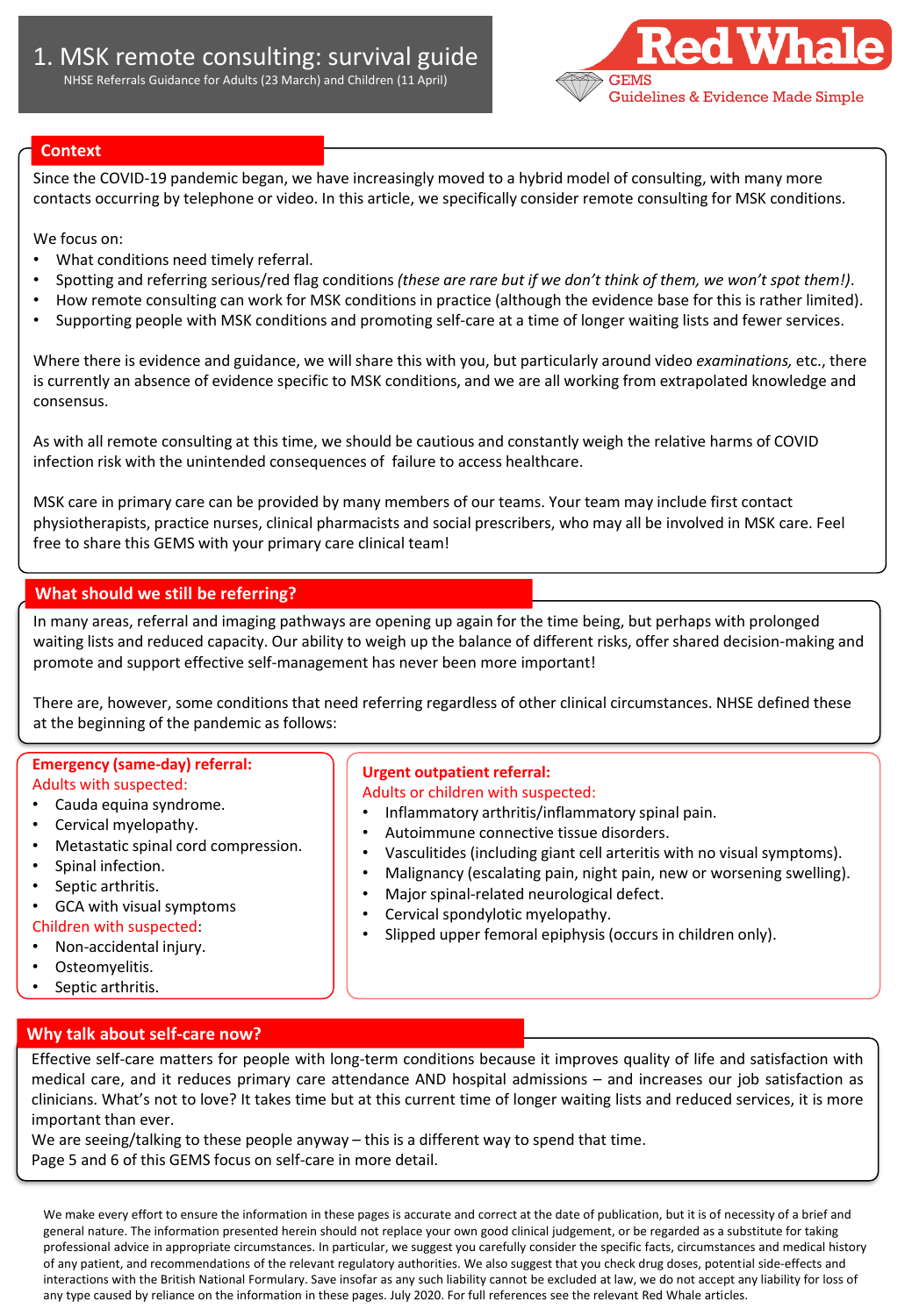# 1. MSK remote consulting: survival guide

NHSE Referrals Guidance for Adults (23 March) and Children (11 April)

Red Whale
GEMS
Guidelines & Evidence Made Simple

## Context

Since the COVID-19 pandemic began, we have increasingly moved to a hybrid model of consulting, with many more contacts occurring by telephone or video. In this article, we specifically consider remote consulting for MSK conditions.

We focus on:

- What conditions need timely referral.
- Spotting and referring serious/red flag conditions *(these are rare but if we don't think of them, we won't spot them!)*.
- How remote consulting can work for MSK conditions in practice (although the evidence base for this is rather limited).
- Supporting people with MSK conditions and promoting self-care at a time of longer waiting lists and fewer services.

Where there is evidence and guidance, we will share this with you, but particularly around video *examinations,* etc., there is currently an absence of evidence specific to MSK conditions, and we are all working from extrapolated knowledge and consensus.

As with all remote consulting at this time, we should be cautious and constantly weigh the relative harms of COVID infection risk with the unintended consequences of failure to access healthcare.

MSK care in primary care can be provided by many members of our teams. Your team may include first contact physiotherapists, practice nurses, clinical pharmacists and social prescribers, who may all be involved in MSK care. Feel free to share this GEMS with your primary care clinical team!

## What should we still be referring?

In many areas, referral and imaging pathways are opening up again for the time being, but perhaps with prolonged waiting lists and reduced capacity. Our ability to weigh up the balance of different risks, offer shared decision-making and promote and support effective self-management has never been more important!

There are, however, some conditions that need referring regardless of other clinical circumstances. NHSE defined these at the beginning of the pandemic as follows:

**Emergency (same-day) referral:**

Adults with suspected:

- Cauda equina syndrome.
- Cervical myelopathy.
- Metastatic spinal cord compression.
- Spinal infection.
- Septic arthritis.
- GCA with visual symptoms

Children with suspected:

- Non-accidental injury.
- Osteomyelitis.
- Septic arthritis.

**Urgent outpatient referral:**

Adults or children with suspected:

- Inflammatory arthritis/inflammatory spinal pain.
- Autoimmune connective tissue disorders.
- Vasculitides (including giant cell arteritis with no visual symptoms).
- Malignancy (escalating pain, night pain, new or worsening swelling).
- Major spinal-related neurological defect.
- Cervical spondylotic myelopathy.
- Slipped upper femoral epiphysis (occurs in children only).

## Why talk about self-care now?

Effective self-care matters for people with long-term conditions because it improves quality of life and satisfaction with medical care, and it reduces primary care attendance AND hospital admissions – and increases our job satisfaction as clinicians. What's not to love? It takes time but at this current time of longer waiting lists and reduced services, it is more important than ever.

We are seeing/talking to these people anyway – this is a different way to spend that time.

Page 5 and 6 of this GEMS focus on self-care in more detail.

We make every effort to ensure the information in these pages is accurate and correct at the date of publication, but it is of necessity of a brief and general nature. The information presented herein should not replace your own good clinical judgement, or be regarded as a substitute for taking professional advice in appropriate circumstances. In particular, we suggest you carefully consider the specific facts, circumstances and medical history of any patient, and recommendations of the relevant regulatory authorities. We also suggest that you check drug doses, potential side-effects and interactions with the British National Formulary. Save insofar as any such liability cannot be excluded at law, we do not accept any liability for loss of any type caused by reliance on the information in these pages. July 2020. For full references see the relevant Red Whale articles.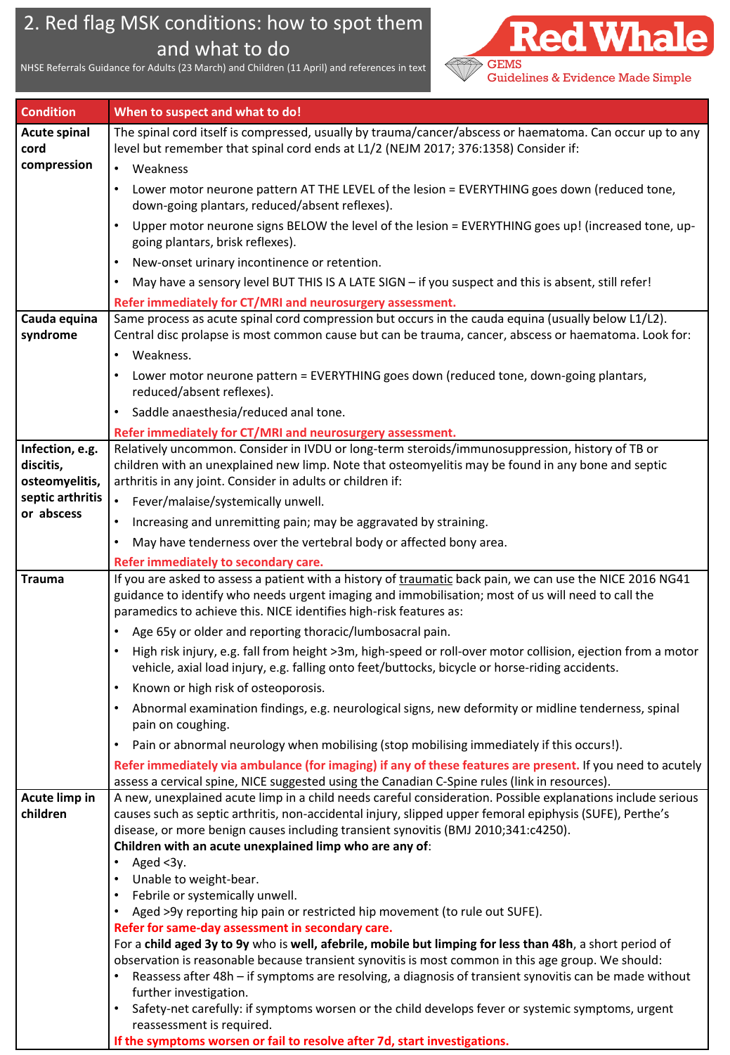# 2. Red flag MSK conditions: how to spot them and what to do

NHSE Referrals Guidance for Adults (23 March) and Children (11 April) and references in text

Red Whale GEMS Guidelines & Evidence Made Simple

| Condition | When to suspect and what to do! |
|---|---|
| **Acute spinal cord compression** | The spinal cord itself is compressed, usually by trauma/cancer/abscess or haematoma. Can occur up to any level but remember that spinal cord ends at L1/2 (NEJM 2017; 376:1358) Consider if:<br>• Weakness<br>• Lower motor neurone pattern AT THE LEVEL of the lesion = EVERYTHING goes down (reduced tone, down-going plantars, reduced/absent reflexes).<br>• Upper motor neurone signs BELOW the level of the lesion = EVERYTHING goes up! (increased tone, up-going plantars, brisk reflexes).<br>• New-onset urinary incontinence or retention.<br>• May have a sensory level BUT THIS IS A LATE SIGN – if you suspect and this is absent, still refer!<br>**Refer immediately for CT/MRI and neurosurgery assessment.** |
| **Cauda equina syndrome** | Same process as acute spinal cord compression but occurs in the cauda equina (usually below L1/L2). Central disc prolapse is most common cause but can be trauma, cancer, abscess or haematoma. Look for:<br>• Weakness.<br>• Lower motor neurone pattern = EVERYTHING goes down (reduced tone, down-going plantars, reduced/absent reflexes).<br>• Saddle anaesthesia/reduced anal tone.<br>**Refer immediately for CT/MRI and neurosurgery assessment.** |
| **Infection, e.g. discitis, osteomyelitis, septic arthritis or abscess** | Relatively uncommon. Consider in IVDU or long-term steroids/immunosuppression, history of TB or children with an unexplained new limp. Note that osteomyelitis may be found in any bone and septic arthritis in any joint. Consider in adults or children if:<br>• Fever/malaise/systemically unwell.<br>• Increasing and unremitting pain; may be aggravated by straining.<br>• May have tenderness over the vertebral body or affected bony area.<br>**Refer immediately to secondary care.** |
| **Trauma** | If you are asked to assess a patient with a history of traumatic back pain, we can use the NICE 2016 NG41 guidance to identify who needs urgent imaging and immobilisation; most of us will need to call the paramedics to achieve this. NICE identifies high-risk features as:<br>• Age 65y or older and reporting thoracic/lumbosacral pain.<br>• High risk injury, e.g. fall from height >3m, high-speed or roll-over motor collision, ejection from a motor vehicle, axial load injury, e.g. falling onto feet/buttocks, bicycle or horse-riding accidents.<br>• Known or high risk of osteoporosis.<br>• Abnormal examination findings, e.g. neurological signs, new deformity or midline tenderness, spinal pain on coughing.<br>• Pain or abnormal neurology when mobilising (stop mobilising immediately if this occurs!).<br>**Refer immediately via ambulance (for imaging) if any of these features are present.** If you need to acutely assess a cervical spine, NICE suggested using the Canadian C-Spine rules (link in resources). |
| **Acute limp in children** | A new, unexplained acute limp in a child needs careful consideration. Possible explanations include serious causes such as septic arthritis, non-accidental injury, slipped upper femoral epiphysis (SUFE), Perthe's disease, or more benign causes including transient synovitis (BMJ 2010;341:c4250).<br>**Children with an acute unexplained limp who are any of**:<br>• Aged <3y.<br>• Unable to weight-bear.<br>• Febrile or systemically unwell.<br>• Aged >9y reporting hip pain or restricted hip movement (to rule out SUFE).<br>**Refer for same-day assessment in secondary care.**<br>For a **child aged 3y to 9y** who is **well, afebrile, mobile but limping for less than 48h**, a short period of observation is reasonable because transient synovitis is most common in this age group. We should:<br>• Reassess after 48h – if symptoms are resolving, a diagnosis of transient synovitis can be made without further investigation.<br>• Safety-net carefully: if symptoms worsen or the child develops fever or systemic symptoms, urgent reassessment is required.<br>**If the symptoms worsen or fail to resolve after 7d, start investigations.** |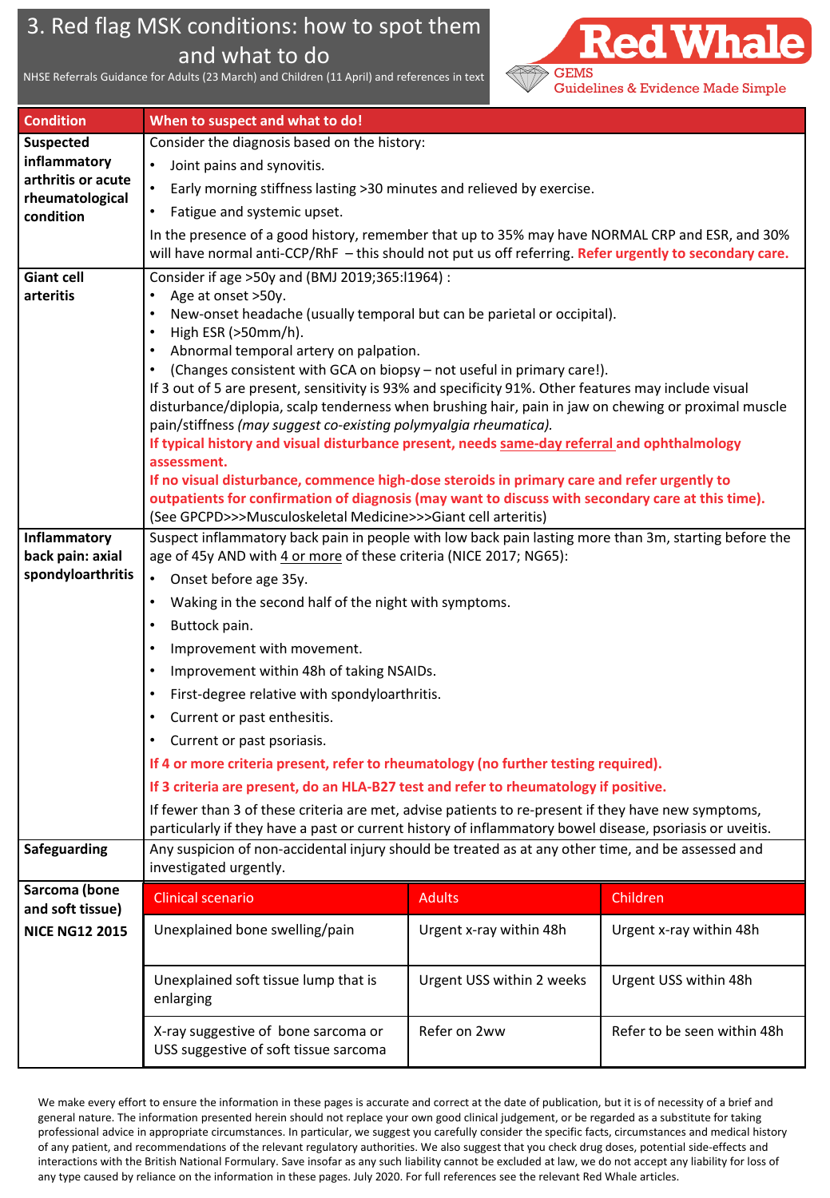# 3. Red flag MSK conditions: how to spot them and what to do

NHSE Referrals Guidance for Adults (23 March) and Children (11 April) and references in text

Red Whale GEMS Guidelines & Evidence Made Simple

| Condition | When to suspect and what to do! |
|---|---|
| **Suspected inflammatory arthritis or acute rheumatological condition** | Consider the diagnosis based on the history:<br>• Joint pains and synovitis.<br>• Early morning stiffness lasting >30 minutes and relieved by exercise.<br>• Fatigue and systemic upset.<br>In the presence of a good history, remember that up to 35% may have NORMAL CRP and ESR, and 30% will have normal anti-CCP/RhF – this should not put us off referring. **Refer urgently to secondary care.** |
| **Giant cell arteritis** | Consider if age >50y and (BMJ 2019;365:l1964) :<br>• Age at onset >50y.<br>• New-onset headache (usually temporal but can be parietal or occipital).<br>• High ESR (>50mm/h).<br>• Abnormal temporal artery on palpation.<br>• (Changes consistent with GCA on biopsy – not useful in primary care!).<br>If 3 out of 5 are present, sensitivity is 93% and specificity 91%. Other features may include visual disturbance/diplopia, scalp tenderness when brushing hair, pain in jaw on chewing or proximal muscle pain/stiffness *(may suggest co-existing polymyalgia rheumatica).*<br>**If typical history and visual disturbance present, needs same-day referral and ophthalmology assessment.**<br>**If no visual disturbance, commence high-dose steroids in primary care and refer urgently to outpatients for confirmation of diagnosis (may want to discuss with secondary care at this time).**<br>(See GPCPD>>>Musculoskeletal Medicine>>>Giant cell arteritis) |
| **Inflammatory back pain: axial spondyloarthritis** | Suspect inflammatory back pain in people with low back pain lasting more than 3m, starting before the age of 45y AND with 4 or more of these criteria (NICE 2017; NG65):<br>• Onset before age 35y.<br>• Waking in the second half of the night with symptoms.<br>• Buttock pain.<br>• Improvement with movement.<br>• Improvement within 48h of taking NSAIDs.<br>• First-degree relative with spondyloarthritis.<br>• Current or past enthesitis.<br>• Current or past psoriasis.<br>**If 4 or more criteria present, refer to rheumatology (no further testing required).**<br>**If 3 criteria are present, do an HLA-B27 test and refer to rheumatology if positive.**<br>If fewer than 3 of these criteria are met, advise patients to re-present if they have new symptoms, particularly if they have a past or current history of inflammatory bowel disease, psoriasis or uveitis. |
| **Safeguarding** | Any suspicion of non-accidental injury should be treated as at any other time, and be assessed and investigated urgently. |

**Sarcoma (bone and soft tissue) NICE NG12 2015**

| Clinical scenario | Adults | Children |
|---|---|---|
| Unexplained bone swelling/pain | Urgent x-ray within 48h | Urgent x-ray within 48h |
| Unexplained soft tissue lump that is enlarging | Urgent USS within 2 weeks | Urgent USS within 48h |
| X-ray suggestive of bone sarcoma or USS suggestive of soft tissue sarcoma | Refer on 2ww | Refer to be seen within 48h |

We make every effort to ensure the information in these pages is accurate and correct at the date of publication, but it is of necessity of a brief and general nature. The information presented herein should not replace your own good clinical judgement, or be regarded as a substitute for taking professional advice in appropriate circumstances. In particular, we suggest you carefully consider the specific facts, circumstances and medical history of any patient, and recommendations of the relevant regulatory authorities. We also suggest that you check drug doses, potential side-effects and interactions with the British National Formulary. Save insofar as any such liability cannot be excluded at law, we do not accept any liability for loss of any type caused by reliance on the information in these pages. July 2020. For full references see the relevant Red Whale articles.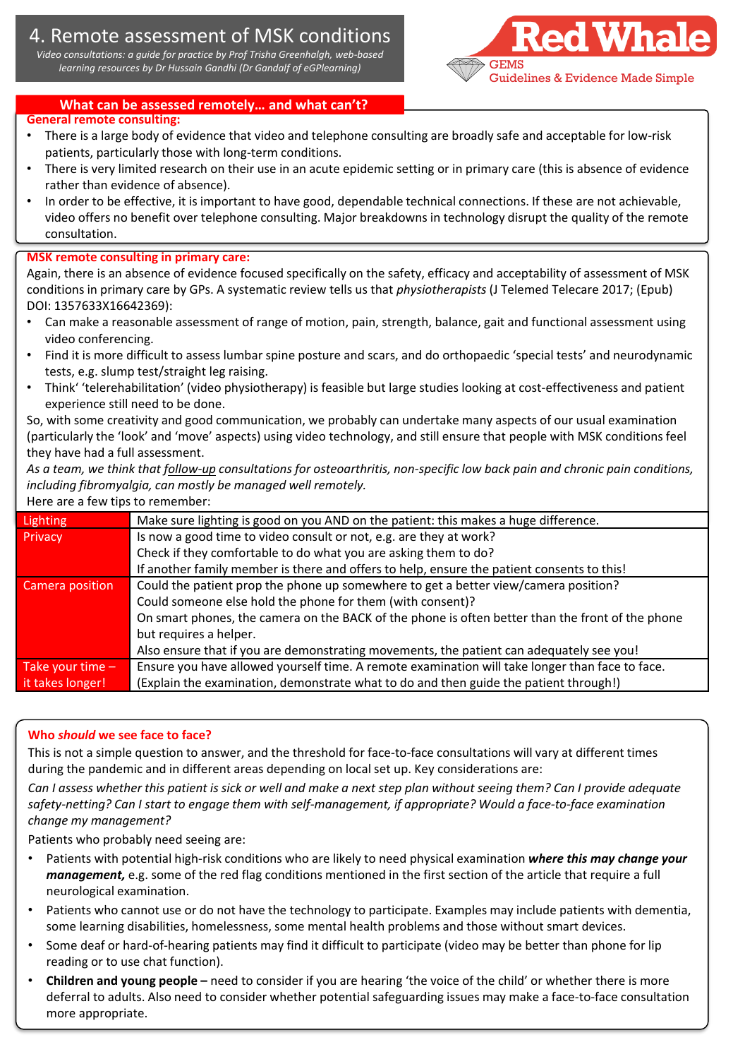# 4. Remote assessment of MSK conditions

*Video consultations: a guide for practice by Prof Trisha Greenhalgh, web-based learning resources by Dr Hussain Gandhi (Dr Gandalf of eGPlearning)*

Red Whale GEMS Guidelines & Evidence Made Simple

## What can be assessed remotely… and what can't?

### General remote consulting:

- There is a large body of evidence that video and telephone consulting are broadly safe and acceptable for low-risk patients, particularly those with long-term conditions.
- There is very limited research on their use in an acute epidemic setting or in primary care (this is absence of evidence rather than evidence of absence).
- In order to be effective, it is important to have good, dependable technical connections. If these are not achievable, video offers no benefit over telephone consulting. Major breakdowns in technology disrupt the quality of the remote consultation.

### MSK remote consulting in primary care:

Again, there is an absence of evidence focused specifically on the safety, efficacy and acceptability of assessment of MSK conditions in primary care by GPs. A systematic review tells us that *physiotherapists* (J Telemed Telecare 2017; (Epub) DOI: 1357633X16642369):

- Can make a reasonable assessment of range of motion, pain, strength, balance, gait and functional assessment using video conferencing.
- Find it is more difficult to assess lumbar spine posture and scars, and do orthopaedic 'special tests' and neurodynamic tests, e.g. slump test/straight leg raising.
- Think' 'telerehabilitation' (video physiotherapy) is feasible but large studies looking at cost-effectiveness and patient experience still need to be done.

So, with some creativity and good communication, we probably can undertake many aspects of our usual examination (particularly the 'look' and 'move' aspects) using video technology, and still ensure that people with MSK conditions feel they have had a full assessment.

*As a team, we think that follow-up consultations for osteoarthritis, non-specific low back pain and chronic pain conditions, including fibromyalgia, can mostly be managed well remotely.*

Here are a few tips to remember:

| | |
|---|---|
| Lighting | Make sure lighting is good on you AND on the patient: this makes a huge difference. |
| Privacy | Is now a good time to video consult or not, e.g. are they at work?<br>Check if they comfortable to do what you are asking them to do?<br>If another family member is there and offers to help, ensure the patient consents to this! |
| Camera position | Could the patient prop the phone up somewhere to get a better view/camera position?<br>Could someone else hold the phone for them (with consent)?<br>On smart phones, the camera on the BACK of the phone is often better than the front of the phone but requires a helper.<br>Also ensure that if you are demonstrating movements, the patient can adequately see you! |
| Take your time – it takes longer! | Ensure you have allowed yourself time. A remote examination will take longer than face to face.<br>(Explain the examination, demonstrate what to do and then guide the patient through!) |

### Who *should* we see face to face?

This is not a simple question to answer, and the threshold for face-to-face consultations will vary at different times during the pandemic and in different areas depending on local set up. Key considerations are:

*Can I assess whether this patient is sick or well and make a next step plan without seeing them? Can I provide adequate safety-netting? Can I start to engage them with self-management, if appropriate? Would a face-to-face examination change my management?*

Patients who probably need seeing are:

- Patients with potential high-risk conditions who are likely to need physical examination ***where this may change your management,*** e.g. some of the red flag conditions mentioned in the first section of the article that require a full neurological examination.
- Patients who cannot use or do not have the technology to participate. Examples may include patients with dementia, some learning disabilities, homelessness, some mental health problems and those without smart devices.
- Some deaf or hard-of-hearing patients may find it difficult to participate (video may be better than phone for lip reading or to use chat function).
- **Children and young people –** need to consider if you are hearing 'the voice of the child' or whether there is more deferral to adults. Also need to consider whether potential safeguarding issues may make a face-to-face consultation more appropriate.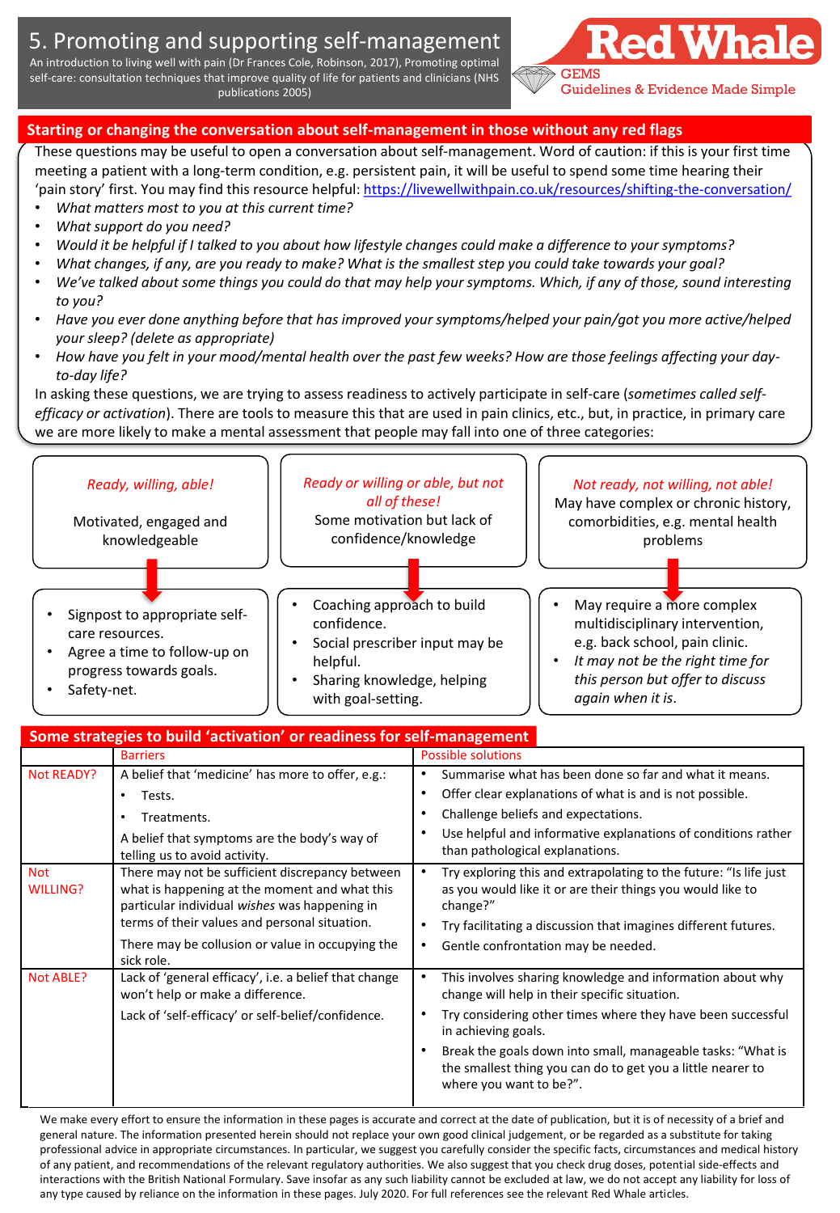# 5. Promoting and supporting self-management

An introduction to living well with pain (Dr Frances Cole, Robinson, 2017), Promoting optimal self-care: consultation techniques that improve quality of life for patients and clinicians (NHS publications 2005)

Red Whale GEMS Guidelines & Evidence Made Simple

## Starting or changing the conversation about self-management in those without any red flags

These questions may be useful to open a conversation about self-management. Word of caution: if this is your first time meeting a patient with a long-term condition, e.g. persistent pain, it will be useful to spend some time hearing their 'pain story' first. You may find this resource helpful: https://livewellwithpain.co.uk/resources/shifting-the-conversation/

- *What matters most to you at this current time?*
- *What support do you need?*
- *Would it be helpful if I talked to you about how lifestyle changes could make a difference to your symptoms?*
- *What changes, if any, are you ready to make? What is the smallest step you could take towards your goal?*
- *We've talked about some things you could do that may help your symptoms. Which, if any of those, sound interesting to you?*
- *Have you ever done anything before that has improved your symptoms/helped your pain/got you more active/helped your sleep? (delete as appropriate)*
- *How have you felt in your mood/mental health over the past few weeks? How are those feelings affecting your day-to-day life?*

In asking these questions, we are trying to assess readiness to actively participate in self-care (*sometimes called self-efficacy or activation*). There are tools to measure this that are used in pain clinics, etc., but, in practice, in primary care we are more likely to make a mental assessment that people may fall into one of three categories:

**_Ready, willing, able!_**

Motivated, engaged and knowledgeable

- Signpost to appropriate self-care resources.
- Agree a time to follow-up on progress towards goals.
- Safety-net.

**_Ready or willing or able, but not all of these!_**

Some motivation but lack of confidence/knowledge

- Coaching approach to build confidence.
- Social prescriber input may be helpful.
- Sharing knowledge, helping with goal-setting.

**_Not ready, not willing, not able!_**

May have complex or chronic history, comorbidities, e.g. mental health problems

- May require a more complex multidisciplinary intervention, e.g. back school, pain clinic.
- *It may not be the right time for this person but offer to discuss again when it is.*

## Some strategies to build 'activation' or readiness for self-management

| | Barriers | Possible solutions |
|---|---|---|
| Not READY? | A belief that 'medicine' has more to offer, e.g.:<br>• Tests.<br>• Treatments.<br>A belief that symptoms are the body's way of telling us to avoid activity. | • Summarise what has been done so far and what it means.<br>• Offer clear explanations of what is and is not possible.<br>• Challenge beliefs and expectations.<br>• Use helpful and informative explanations of conditions rather than pathological explanations. |
| Not WILLING? | There may not be sufficient discrepancy between what is happening at the moment and what this particular individual *wishes* was happening in terms of their values and personal situation.<br>There may be collusion or value in occupying the sick role. | • Try exploring this and extrapolating to the future: "Is life just as you would like it or are their things you would like to change?"<br>• Try facilitating a discussion that imagines different futures.<br>• Gentle confrontation may be needed. |
| Not ABLE? | Lack of 'general efficacy', i.e. a belief that change won't help or make a difference.<br>Lack of 'self-efficacy' or self-belief/confidence. | • This involves sharing knowledge and information about why change will help in their specific situation.<br>• Try considering other times where they have been successful in achieving goals.<br>• Break the goals down into small, manageable tasks: "What is the smallest thing you can do to get you a little nearer to where you want to be?". |

We make every effort to ensure the information in these pages is accurate and correct at the date of publication, but it is of necessity of a brief and general nature. The information presented herein should not replace your own good clinical judgement, or be regarded as a substitute for taking professional advice in appropriate circumstances. In particular, we suggest you carefully consider the specific facts, circumstances and medical history of any patient, and recommendations of the relevant regulatory authorities. We also suggest that you check drug doses, potential side-effects and interactions with the British National Formulary. Save insofar as any such liability cannot be excluded at law, we do not accept any liability for loss of any type caused by reliance on the information in these pages. July 2020. For full references see the relevant Red Whale articles.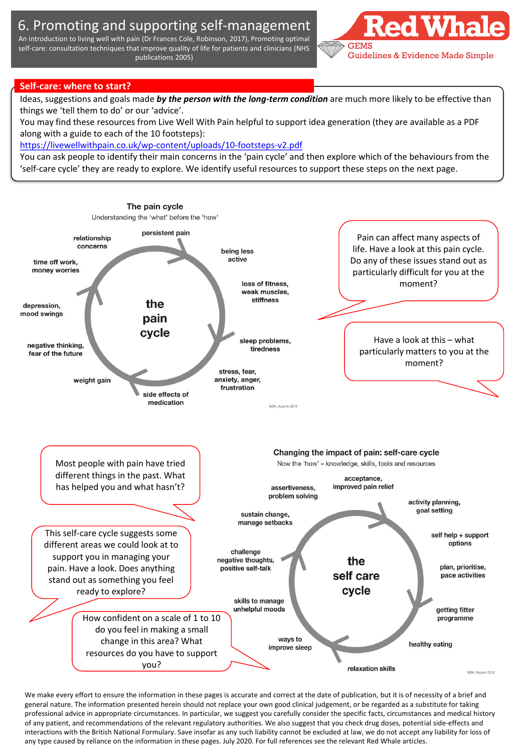# 6. Promoting and supporting self-management

An introduction to living well with pain (Dr Frances Cole, Robinson, 2017), Promoting optimal self-care: consultation techniques that improve quality of life for patients and clinicians (NHS publications 2005)

## Self-care: where to start?

Ideas, suggestions and goals made ***by the person with the long-term condition*** are much more likely to be effective than things we 'tell them to do' or our 'advice'.

You may find these resources from Live Well With Pain helpful to support idea generation (they are available as a PDF along with a guide to each of the 10 footsteps):

https://livewellwithpain.co.uk/wp-content/uploads/10-footsteps-v2.pdf

You can ask people to identify their main concerns in the 'pain cycle' and then explore which of the behaviours from the 'self-care cycle' they are ready to explore. We identify useful resources to support these steps on the next page.

### The pain cycle

Understanding the 'what' before the 'how'

**the pain cycle**

- persistent pain
- being less active
- loss of fitness, weak muscles, stiffness
- sleep problems, tiredness
- stress, fear, anxiety, anger, frustration
- side effects of medication
- weight gain
- negative thinking, fear of the future
- depression, mood swings
- time off work, money worries
- relationship concerns

Pain can affect many aspects of life. Have a look at this pain cycle. Do any of these issues stand out as particularly difficult for you at the moment?

Have a look at this – what particularly matters to you at the moment?

### Changing the impact of pain: self-care cycle

Now the 'how' – knowledge, skills, tools and resources

**the self care cycle**

- acceptance, improved pain relief
- activity planning, goal setting
- self help + support options
- plan, prioritise, pace activities
- getting fitter programme
- healthy eating
- relaxation skills
- ways to improve sleep
- skills to manage unhelpful moods
- challenge negative thoughts, positive self-talk
- sustain change, manage setbacks
- assertiveness, problem solving

Most people with pain have tried different things in the past. What has helped you and what hasn't?

This self-care cycle suggests some different areas we could look at to support you in managing your pain. Have a look. Does anything stand out as something you feel ready to explore?

How confident on a scale of 1 to 10 do you feel in making a small change in this area? What resources do you have to support you?

We make every effort to ensure the information in these pages is accurate and correct at the date of publication, but it is of necessity of a brief and general nature. The information presented herein should not replace your own good clinical judgement, or be regarded as a substitute for taking professional advice in appropriate circumstances. In particular, we suggest you carefully consider the specific facts, circumstances and medical history of any patient, and recommendations of the relevant regulatory authorities. We also suggest that you check drug doses, potential side-effects and interactions with the British National Formulary. Save insofar as any such liability cannot be excluded at law, we do not accept any liability for loss of any type caused by reliance on the information in these pages. July 2020. For full references see the relevant Red Whale articles.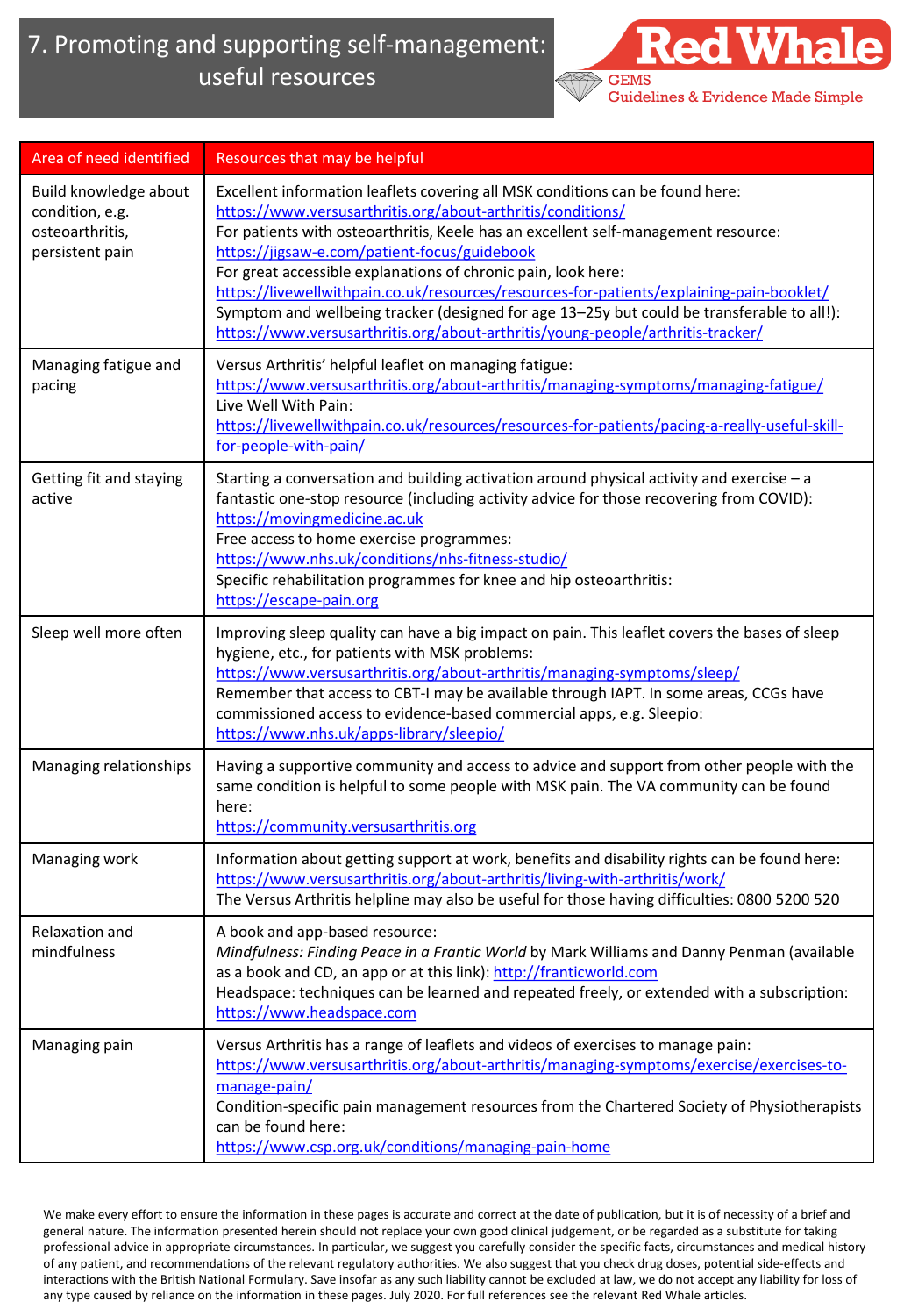# 7. Promoting and supporting self-management: useful resources

| Area of need identified | Resources that may be helpful |
| --- | --- |
| Build knowledge about condition, e.g. osteoarthritis, persistent pain | Excellent information leaflets covering all MSK conditions can be found here: https://www.versusarthritis.org/about-arthritis/conditions/ For patients with osteoarthritis, Keele has an excellent self-management resource: https://jigsaw-e.com/patient-focus/guidebook For great accessible explanations of chronic pain, look here: https://livewellwithpain.co.uk/resources/resources-for-patients/explaining-pain-booklet/ Symptom and wellbeing tracker (designed for age 13–25y but could be transferable to all!): https://www.versusarthritis.org/about-arthritis/young-people/arthritis-tracker/ |
| Managing fatigue and pacing | Versus Arthritis' helpful leaflet on managing fatigue: https://www.versusarthritis.org/about-arthritis/managing-symptoms/managing-fatigue/ Live Well With Pain: https://livewellwithpain.co.uk/resources/resources-for-patients/pacing-a-really-useful-skill-for-people-with-pain/ |
| Getting fit and staying active | Starting a conversation and building activation around physical activity and exercise – a fantastic one-stop resource (including activity advice for those recovering from COVID): https://movingmedicine.ac.uk Free access to home exercise programmes: https://www.nhs.uk/conditions/nhs-fitness-studio/ Specific rehabilitation programmes for knee and hip osteoarthritis: https://escape-pain.org |
| Sleep well more often | Improving sleep quality can have a big impact on pain. This leaflet covers the bases of sleep hygiene, etc., for patients with MSK problems: https://www.versusarthritis.org/about-arthritis/managing-symptoms/sleep/ Remember that access to CBT-I may be available through IAPT. In some areas, CCGs have commissioned access to evidence-based commercial apps, e.g. Sleepio: https://www.nhs.uk/apps-library/sleepio/ |
| Managing relationships | Having a supportive community and access to advice and support from other people with the same condition is helpful to some people with MSK pain. The VA community can be found here: https://community.versusarthritis.org |
| Managing work | Information about getting support at work, benefits and disability rights can be found here: https://www.versusarthritis.org/about-arthritis/living-with-arthritis/work/ The Versus Arthritis helpline may also be useful for those having difficulties: 0800 5200 520 |
| Relaxation and mindfulness | A book and app-based resource: *Mindfulness: Finding Peace in a Frantic World* by Mark Williams and Danny Penman (available as a book and CD, an app or at this link): http://franticworld.com Headspace: techniques can be learned and repeated freely, or extended with a subscription: https://www.headspace.com |
| Managing pain | Versus Arthritis has a range of leaflets and videos of exercises to manage pain: https://www.versusarthritis.org/about-arthritis/managing-symptoms/exercise/exercises-to-manage-pain/ Condition-specific pain management resources from the Chartered Society of Physiotherapists can be found here: https://www.csp.org.uk/conditions/managing-pain-home |

We make every effort to ensure the information in these pages is accurate and correct at the date of publication, but it is of necessity of a brief and general nature. The information presented herein should not replace your own good clinical judgement, or be regarded as a substitute for taking professional advice in appropriate circumstances. In particular, we suggest you carefully consider the specific facts, circumstances and medical history of any patient, and recommendations of the relevant regulatory authorities. We also suggest that you check drug doses, potential side-effects and interactions with the British National Formulary. Save insofar as any such liability cannot be excluded at law, we do not accept any liability for loss of any type caused by reliance on the information in these pages. July 2020. For full references see the relevant Red Whale articles.